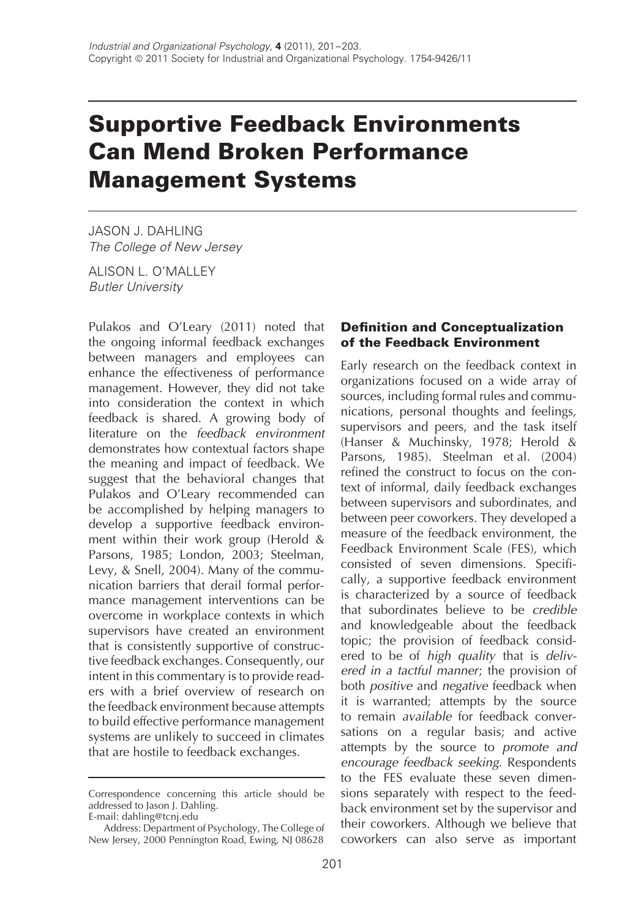# Supportive Feedback Environments Can Mend Broken Performance Management Systems

JASON J. DAHLING
*The College of New Jersey*

ALISON L. O'MALLEY
*Butler University*

Pulakos and O'Leary (2011) noted that the ongoing informal feedback exchanges between managers and employees can enhance the effectiveness of performance management. However, they did not take into consideration the context in which feedback is shared. A growing body of literature on the *feedback environment* demonstrates how contextual factors shape the meaning and impact of feedback. We suggest that the behavioral changes that Pulakos and O'Leary recommended can be accomplished by helping managers to develop a supportive feedback environment within their work group (Herold & Parsons, 1985; London, 2003; Steelman, Levy, & Snell, 2004). Many of the communication barriers that derail formal performance management interventions can be overcome in workplace contexts in which supervisors have created an environment that is consistently supportive of constructive feedback exchanges. Consequently, our intent in this commentary is to provide readers with a brief overview of research on the feedback environment because attempts to build effective performance management systems are unlikely to succeed in climates that are hostile to feedback exchanges.

Correspondence concerning this article should be addressed to Jason J. Dahling.
E-mail: dahling@tcnj.edu

Address: Department of Psychology, The College of New Jersey, 2000 Pennington Road, Ewing, NJ 08628

## Definition and Conceptualization of the Feedback Environment

Early research on the feedback context in organizations focused on a wide array of sources, including formal rules and communications, personal thoughts and feelings, supervisors and peers, and the task itself (Hanser & Muchinsky, 1978; Herold & Parsons, 1985). Steelman et al. (2004) refined the construct to focus on the context of informal, daily feedback exchanges between supervisors and subordinates, and between peer coworkers. They developed a measure of the feedback environment, the Feedback Environment Scale (FES), which consisted of seven dimensions. Specifically, a supportive feedback environment is characterized by a source of feedback that subordinates believe to be *credible* and knowledgeable about the feedback topic; the provision of feedback considered to be of *high quality* that is *delivered in a tactful manner*; the provision of both *positive* and *negative* feedback when it is warranted; attempts by the source to remain *available* for feedback conversations on a regular basis; and active attempts by the source to *promote and encourage feedback seeking*. Respondents to the FES evaluate these seven dimensions separately with respect to the feedback environment set by the supervisor and their coworkers. Although we believe that coworkers can also serve as important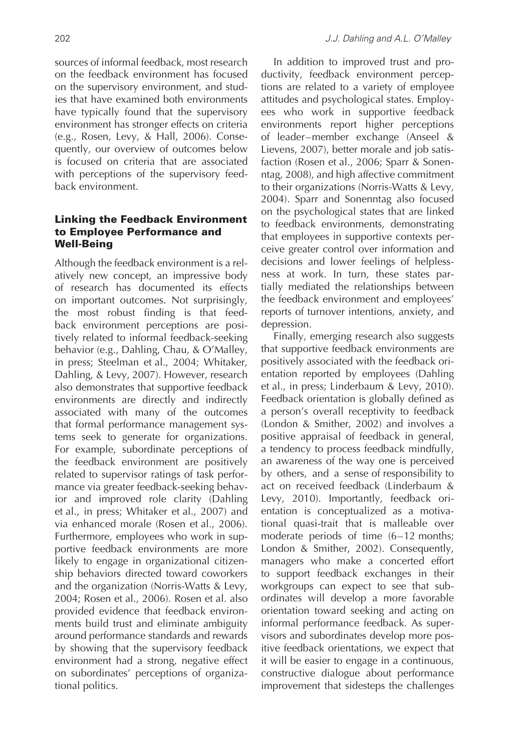sources of informal feedback, most research on the feedback environment has focused on the supervisory environment, and studies that have examined both environments have typically found that the supervisory environment has stronger effects on criteria (e.g., Rosen, Levy, & Hall, 2006). Consequently, our overview of outcomes below is focused on criteria that are associated with perceptions of the supervisory feedback environment.

## Linking the Feedback Environment to Employee Performance and Well-Being

Although the feedback environment is a relatively new concept, an impressive body of research has documented its effects on important outcomes. Not surprisingly, the most robust finding is that feedback environment perceptions are positively related to informal feedback-seeking behavior (e.g., Dahling, Chau, & O'Malley, in press; Steelman et al., 2004; Whitaker, Dahling, & Levy, 2007). However, research also demonstrates that supportive feedback environments are directly and indirectly associated with many of the outcomes that formal performance management systems seek to generate for organizations. For example, subordinate perceptions of the feedback environment are positively related to supervisor ratings of task performance via greater feedback-seeking behavior and improved role clarity (Dahling et al., in press; Whitaker et al., 2007) and via enhanced morale (Rosen et al., 2006). Furthermore, employees who work in supportive feedback environments are more likely to engage in organizational citizenship behaviors directed toward coworkers and the organization (Norris-Watts & Levy, 2004; Rosen et al., 2006). Rosen et al. also provided evidence that feedback environments build trust and eliminate ambiguity around performance standards and rewards by showing that the supervisory feedback environment had a strong, negative effect on subordinates' perceptions of organizational politics.

In addition to improved trust and productivity, feedback environment perceptions are related to a variety of employee attitudes and psychological states. Employees who work in supportive feedback environments report higher perceptions of leader–member exchange (Anseel & Lievens, 2007), better morale and job satisfaction (Rosen et al., 2006; Sparr & Sonenntag, 2008), and high affective commitment to their organizations (Norris-Watts & Levy, 2004). Sparr and Sonenntag also focused on the psychological states that are linked to feedback environments, demonstrating that employees in supportive contexts perceive greater control over information and decisions and lower feelings of helplessness at work. In turn, these states partially mediated the relationships between the feedback environment and employees' reports of turnover intentions, anxiety, and depression.

Finally, emerging research also suggests that supportive feedback environments are positively associated with the feedback orientation reported by employees (Dahling et al., in press; Linderbaum & Levy, 2010). Feedback orientation is globally defined as a person's overall receptivity to feedback (London & Smither, 2002) and involves a positive appraisal of feedback in general, a tendency to process feedback mindfully, an awareness of the way one is perceived by others, and a sense of responsibility to act on received feedback (Linderbaum & Levy, 2010). Importantly, feedback orientation is conceptualized as a motivational quasi-trait that is malleable over moderate periods of time (6–12 months; London & Smither, 2002). Consequently, managers who make a concerted effort to support feedback exchanges in their workgroups can expect to see that subordinates will develop a more favorable orientation toward seeking and acting on informal performance feedback. As supervisors and subordinates develop more positive feedback orientations, we expect that it will be easier to engage in a continuous, constructive dialogue about performance improvement that sidesteps the challenges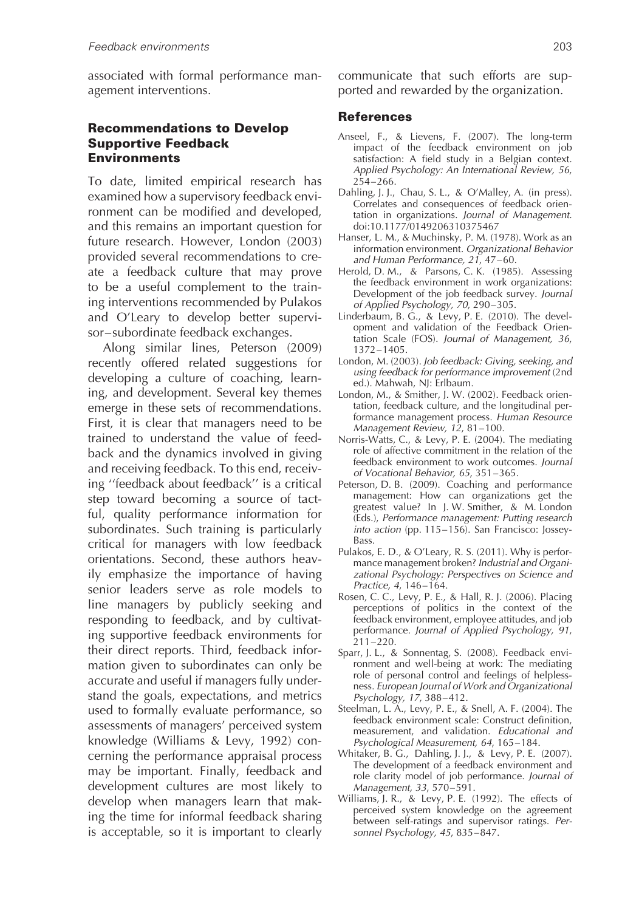associated with formal performance management interventions.

## Recommendations to Develop Supportive Feedback Environments

To date, limited empirical research has examined how a supervisory feedback environment can be modified and developed, and this remains an important question for future research. However, London (2003) provided several recommendations to create a feedback culture that may prove to be a useful complement to the training interventions recommended by Pulakos and O'Leary to develop better supervisor–subordinate feedback exchanges.

Along similar lines, Peterson (2009) recently offered related suggestions for developing a culture of coaching, learning, and development. Several key themes emerge in these sets of recommendations. First, it is clear that managers need to be trained to understand the value of feedback and the dynamics involved in giving and receiving feedback. To this end, receiving "feedback about feedback" is a critical step toward becoming a source of tactful, quality performance information for subordinates. Such training is particularly critical for managers with low feedback orientations. Second, these authors heavily emphasize the importance of having senior leaders serve as role models to line managers by publicly seeking and responding to feedback, and by cultivating supportive feedback environments for their direct reports. Third, feedback information given to subordinates can only be accurate and useful if managers fully understand the goals, expectations, and metrics used to formally evaluate performance, so assessments of managers' perceived system knowledge (Williams & Levy, 1992) concerning the performance appraisal process may be important. Finally, feedback and development cultures are most likely to develop when managers learn that making the time for informal feedback sharing is acceptable, so it is important to clearly communicate that such efforts are supported and rewarded by the organization.

## References

Anseel, F., & Lievens, F. (2007). The long-term impact of the feedback environment on job satisfaction: A field study in a Belgian context. *Applied Psychology: An International Review, 56*, 254–266.

Dahling, J. J., Chau, S. L., & O'Malley, A. (in press). Correlates and consequences of feedback orientation in organizations. *Journal of Management*. doi:10.1177/0149206310375467

Hanser, L. M., & Muchinsky, P. M. (1978). Work as an information environment. *Organizational Behavior and Human Performance, 21*, 47–60.

Herold, D. M., & Parsons, C. K. (1985). Assessing the feedback environment in work organizations: Development of the job feedback survey. *Journal of Applied Psychology, 70*, 290–305.

Linderbaum, B. G., & Levy, P. E. (2010). The development and validation of the Feedback Orientation Scale (FOS). *Journal of Management, 36*, 1372–1405.

London, M. (2003). *Job feedback: Giving, seeking, and using feedback for performance improvement* (2nd ed.). Mahwah, NJ: Erlbaum.

London, M., & Smither, J. W. (2002). Feedback orientation, feedback culture, and the longitudinal performance management process. *Human Resource Management Review, 12*, 81–100.

Norris-Watts, C., & Levy, P. E. (2004). The mediating role of affective commitment in the relation of the feedback environment to work outcomes. *Journal of Vocational Behavior, 65*, 351–365.

Peterson, D. B. (2009). Coaching and performance management: How can organizations get the greatest value? In J. W. Smither, & M. London (Eds.), *Performance management: Putting research into action* (pp. 115–156). San Francisco: Jossey-Bass.

Pulakos, E. D., & O'Leary, R. S. (2011). Why is performance management broken? *Industrial and Organizational Psychology: Perspectives on Science and Practice, 4*, 146–164.

Rosen, C. C., Levy, P. E., & Hall, R. J. (2006). Placing perceptions of politics in the context of the feedback environment, employee attitudes, and job performance. *Journal of Applied Psychology, 91*, 211–220.

Sparr, J. L., & Sonnentag, S. (2008). Feedback environment and well-being at work: The mediating role of personal control and feelings of helplessness. *European Journal of Work and Organizational Psychology, 17*, 388–412.

Steelman, L. A., Levy, P. E., & Snell, A. F. (2004). The feedback environment scale: Construct definition, measurement, and validation. *Educational and Psychological Measurement, 64*, 165–184.

Whitaker, B. G., Dahling, J. J., & Levy, P. E. (2007). The development of a feedback environment and role clarity model of job performance. *Journal of Management, 33*, 570–591.

Williams, J. R., & Levy, P. E. (1992). The effects of perceived system knowledge on the agreement between self-ratings and supervisor ratings. *Personnel Psychology, 45*, 835–847.